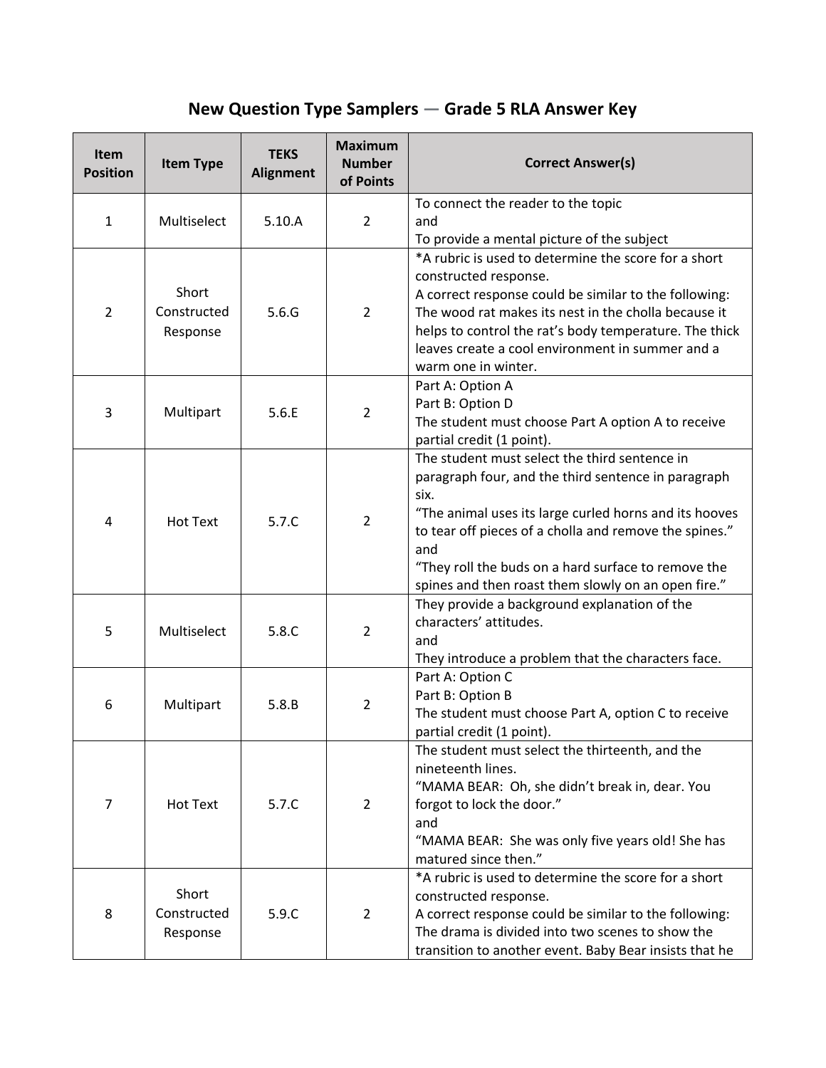# New Question Type Samplers — Grade 5 RLA Answer Key

| Item Position | Item Type | TEKS Alignment | Maximum Number of Points | Correct Answer(s) |
|---|---|---|---|---|
| 1 | Multiselect | 5.10.A | 2 | To connect the reader to the topic<br>and<br>To provide a mental picture of the subject |
| 2 | Short Constructed Response | 5.6.G | 2 | *A rubric is used to determine the score for a short constructed response.<br>A correct response could be similar to the following: The wood rat makes its nest in the cholla because it helps to control the rat's body temperature. The thick leaves create a cool environment in summer and a warm one in winter. |
| 3 | Multipart | 5.6.E | 2 | Part A: Option A<br>Part B: Option D<br>The student must choose Part A option A to receive partial credit (1 point). |
| 4 | Hot Text | 5.7.C | 2 | The student must select the third sentence in paragraph four, and the third sentence in paragraph six.<br>"The animal uses its large curled horns and its hooves to tear off pieces of a cholla and remove the spines."<br>and<br>"They roll the buds on a hard surface to remove the spines and then roast them slowly on an open fire." |
| 5 | Multiselect | 5.8.C | 2 | They provide a background explanation of the characters' attitudes.<br>and<br>They introduce a problem that the characters face. |
| 6 | Multipart | 5.8.B | 2 | Part A: Option C<br>Part B: Option B<br>The student must choose Part A, option C to receive partial credit (1 point). |
| 7 | Hot Text | 5.7.C | 2 | The student must select the thirteenth, and the nineteenth lines.<br>"MAMA BEAR: Oh, she didn't break in, dear. You forgot to lock the door."<br>and<br>"MAMA BEAR: She was only five years old! She has matured since then." |
| 8 | Short Constructed Response | 5.9.C | 2 | *A rubric is used to determine the score for a short constructed response.<br>A correct response could be similar to the following: The drama is divided into two scenes to show the transition to another event. Baby Bear insists that he |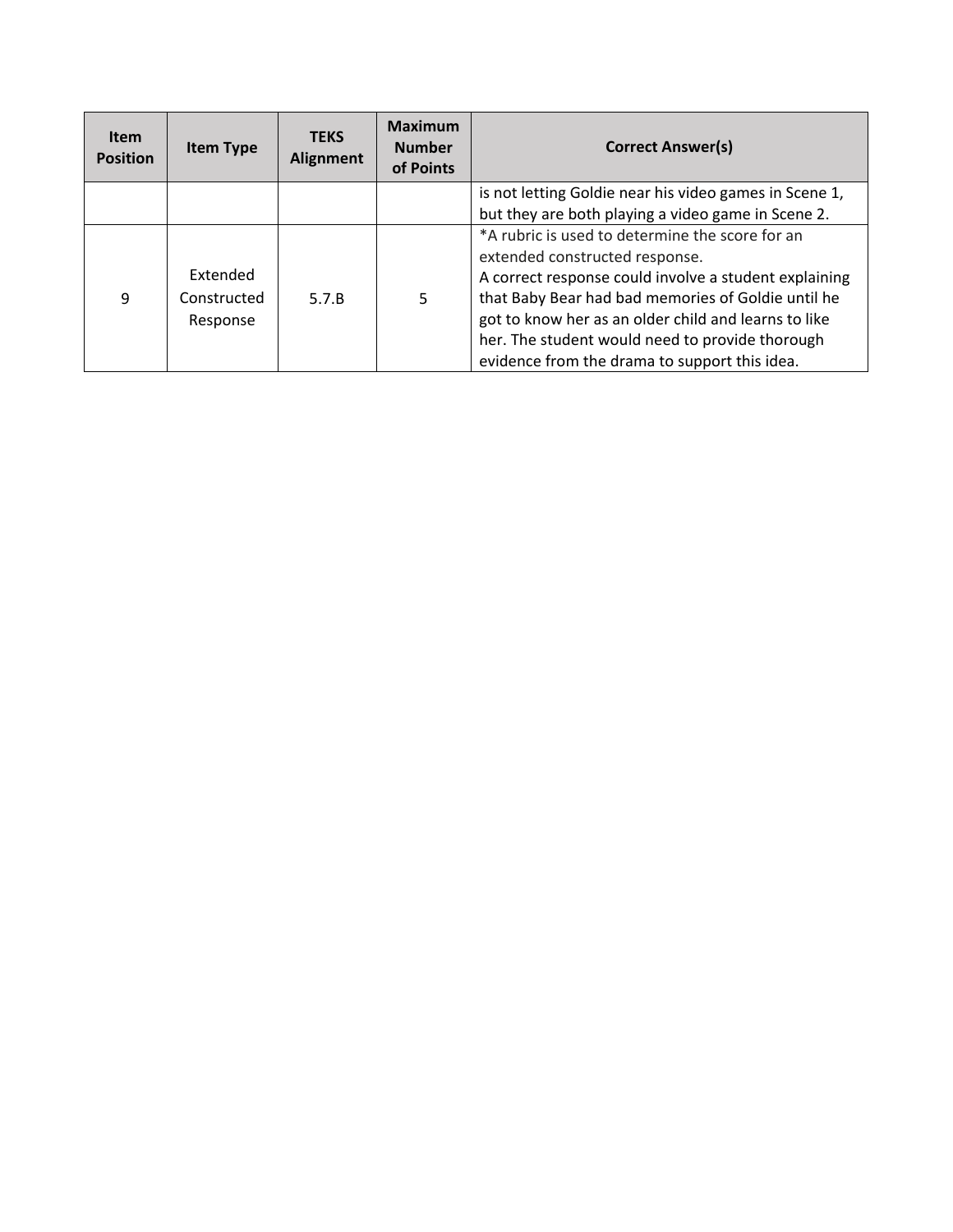| Item Position | Item Type | TEKS Alignment | Maximum Number of Points | Correct Answer(s) |
| --- | --- | --- | --- | --- |
| | | | | is not letting Goldie near his video games in Scene 1, but they are both playing a video game in Scene 2. |
| 9 | Extended Constructed Response | 5.7.B | 5 | *A rubric is used to determine the score for an extended constructed response.<br>A correct response could involve a student explaining that Baby Bear had bad memories of Goldie until he got to know her as an older child and learns to like her. The student would need to provide thorough evidence from the drama to support this idea. |